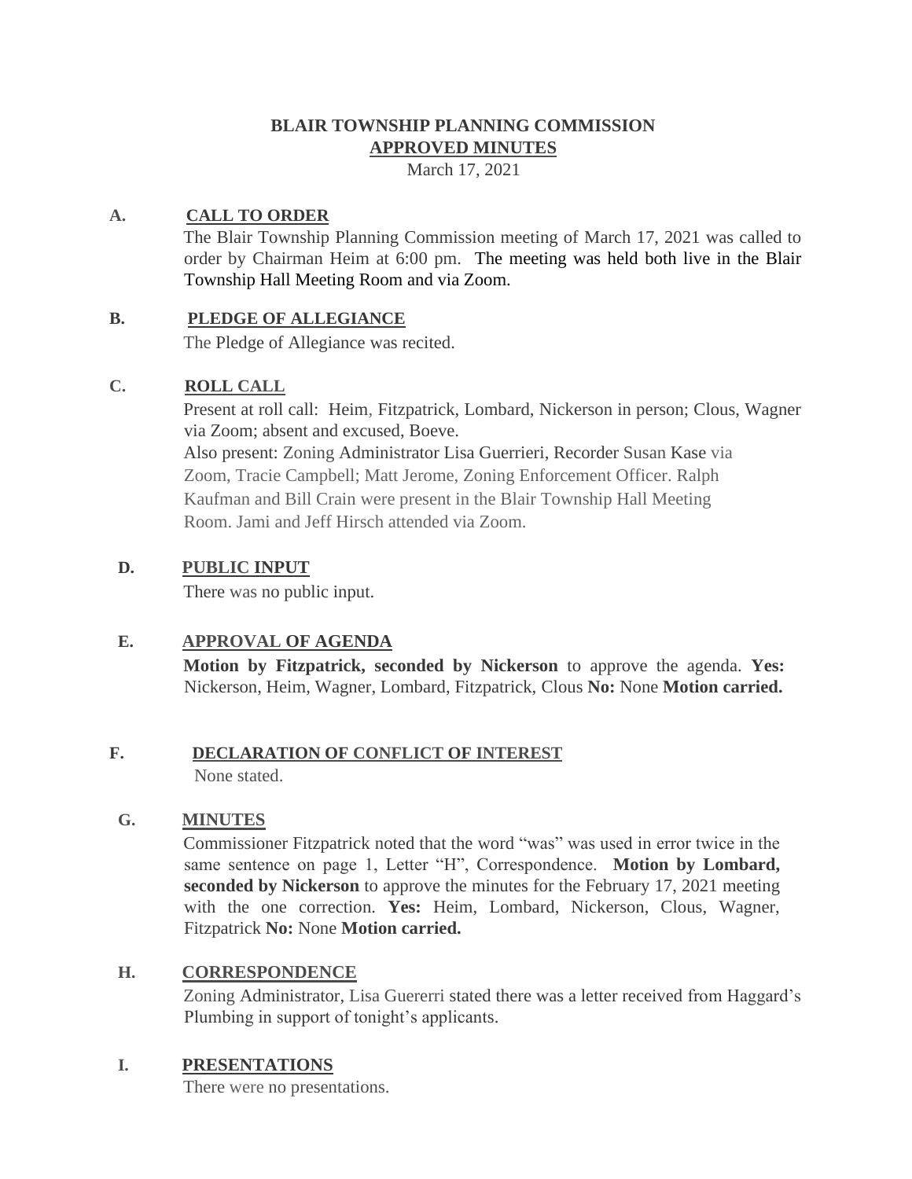# BLAIR TOWNSHIP PLANNING COMMISSION

## APPROVED MINUTES

March 17, 2021

**A. CALL TO ORDER**

The Blair Township Planning Commission meeting of March 17, 2021 was called to order by Chairman Heim at 6:00 pm. The meeting was held both live in the Blair Township Hall Meeting Room and via Zoom.

**B. PLEDGE OF ALLEGIANCE**

The Pledge of Allegiance was recited.

**C. ROLL CALL**

Present at roll call: Heim, Fitzpatrick, Lombard, Nickerson in person; Clous, Wagner via Zoom; absent and excused, Boeve.

Also present: Zoning Administrator Lisa Guerrieri, Recorder Susan Kase via Zoom, Tracie Campbell; Matt Jerome, Zoning Enforcement Officer. Ralph Kaufman and Bill Crain were present in the Blair Township Hall Meeting Room. Jami and Jeff Hirsch attended via Zoom.

**D. PUBLIC INPUT**

There was no public input.

**E. APPROVAL OF AGENDA**

**Motion by Fitzpatrick, seconded by Nickerson** to approve the agenda. **Yes:** Nickerson, Heim, Wagner, Lombard, Fitzpatrick, Clous **No:** None **Motion carried.**

**F. DECLARATION OF CONFLICT OF INTEREST**

None stated.

**G. MINUTES**

Commissioner Fitzpatrick noted that the word "was" was used in error twice in the same sentence on page 1, Letter "H", Correspondence. **Motion by Lombard, seconded by Nickerson** to approve the minutes for the February 17, 2021 meeting with the one correction. **Yes:** Heim, Lombard, Nickerson, Clous, Wagner, Fitzpatrick **No:** None **Motion carried.**

**H. CORRESPONDENCE**

Zoning Administrator, Lisa Guererri stated there was a letter received from Haggard's Plumbing in support of tonight's applicants.

**I. PRESENTATIONS**

There were no presentations.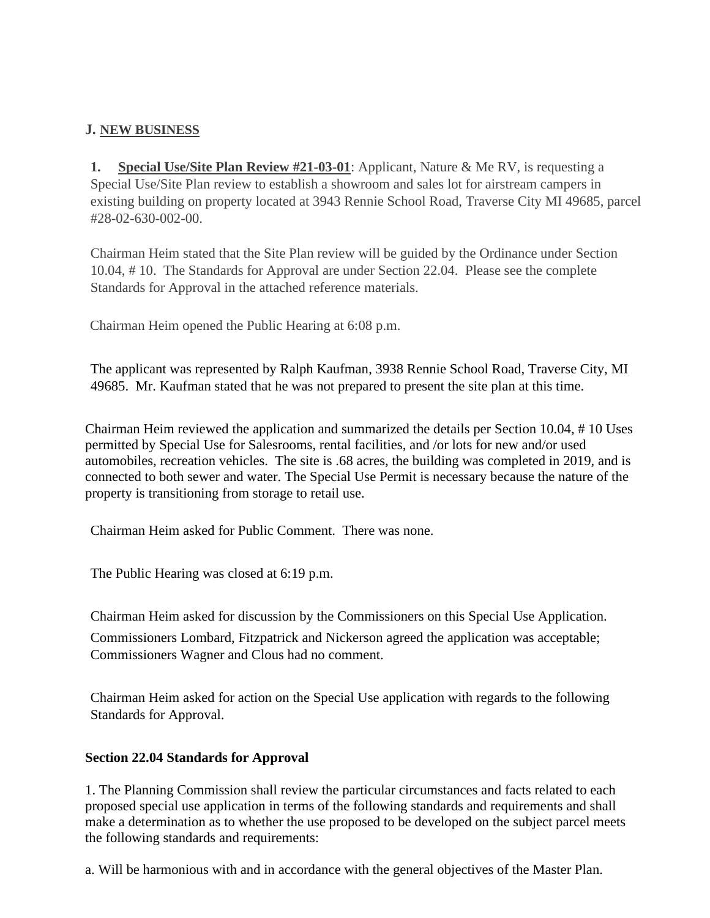## J. NEW BUSINESS

**1. Special Use/Site Plan Review #21-03-01**: Applicant, Nature & Me RV, is requesting a Special Use/Site Plan review to establish a showroom and sales lot for airstream campers in existing building on property located at 3943 Rennie School Road, Traverse City MI 49685, parcel #28-02-630-002-00.

Chairman Heim stated that the Site Plan review will be guided by the Ordinance under Section 10.04, # 10. The Standards for Approval are under Section 22.04. Please see the complete Standards for Approval in the attached reference materials.

Chairman Heim opened the Public Hearing at 6:08 p.m.

The applicant was represented by Ralph Kaufman, 3938 Rennie School Road, Traverse City, MI 49685. Mr. Kaufman stated that he was not prepared to present the site plan at this time.

Chairman Heim reviewed the application and summarized the details per Section 10.04, # 10 Uses permitted by Special Use for Salesrooms, rental facilities, and /or lots for new and/or used automobiles, recreation vehicles. The site is .68 acres, the building was completed in 2019, and is connected to both sewer and water. The Special Use Permit is necessary because the nature of the property is transitioning from storage to retail use.

Chairman Heim asked for Public Comment. There was none.

The Public Hearing was closed at 6:19 p.m.

Chairman Heim asked for discussion by the Commissioners on this Special Use Application. Commissioners Lombard, Fitzpatrick and Nickerson agreed the application was acceptable; Commissioners Wagner and Clous had no comment.

Chairman Heim asked for action on the Special Use application with regards to the following Standards for Approval.

**Section 22.04 Standards for Approval**

1. The Planning Commission shall review the particular circumstances and facts related to each proposed special use application in terms of the following standards and requirements and shall make a determination as to whether the use proposed to be developed on the subject parcel meets the following standards and requirements:

a. Will be harmonious with and in accordance with the general objectives of the Master Plan.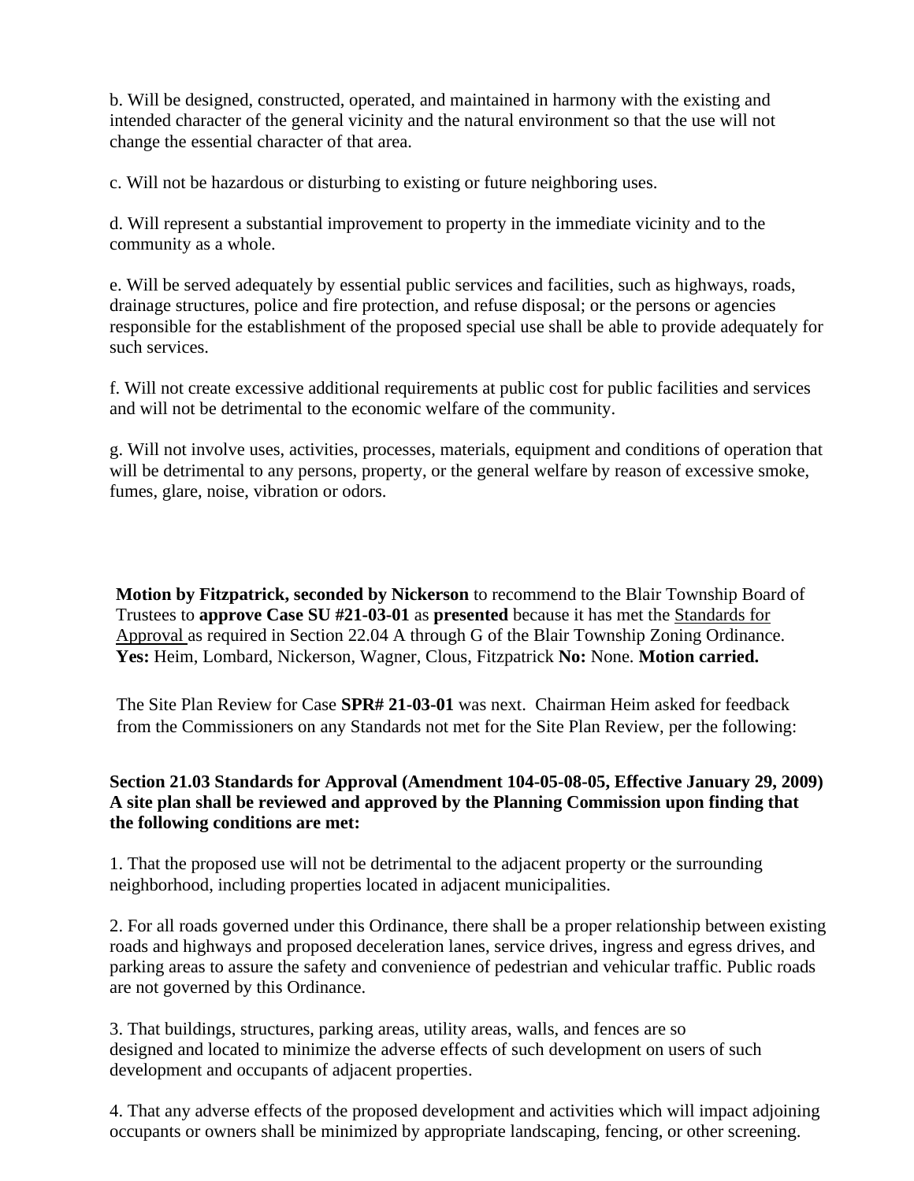b. Will be designed, constructed, operated, and maintained in harmony with the existing and intended character of the general vicinity and the natural environment so that the use will not change the essential character of that area.

c. Will not be hazardous or disturbing to existing or future neighboring uses.

d. Will represent a substantial improvement to property in the immediate vicinity and to the community as a whole.

e. Will be served adequately by essential public services and facilities, such as highways, roads, drainage structures, police and fire protection, and refuse disposal; or the persons or agencies responsible for the establishment of the proposed special use shall be able to provide adequately for such services.

f. Will not create excessive additional requirements at public cost for public facilities and services and will not be detrimental to the economic welfare of the community.

g. Will not involve uses, activities, processes, materials, equipment and conditions of operation that will be detrimental to any persons, property, or the general welfare by reason of excessive smoke, fumes, glare, noise, vibration or odors.

**Motion by Fitzpatrick, seconded by Nickerson** to recommend to the Blair Township Board of Trustees to **approve Case SU #21-03-01** as **presented** because it has met the Standards for Approval as required in Section 22.04 A through G of the Blair Township Zoning Ordinance. **Yes:** Heim, Lombard, Nickerson, Wagner, Clous, Fitzpatrick **No:** None. **Motion carried.**

The Site Plan Review for Case **SPR# 21-03-01** was next. Chairman Heim asked for feedback from the Commissioners on any Standards not met for the Site Plan Review, per the following:

**Section 21.03 Standards for Approval (Amendment 104-05-08-05, Effective January 29, 2009) A site plan shall be reviewed and approved by the Planning Commission upon finding that the following conditions are met:**

1. That the proposed use will not be detrimental to the adjacent property or the surrounding neighborhood, including properties located in adjacent municipalities.

2. For all roads governed under this Ordinance, there shall be a proper relationship between existing roads and highways and proposed deceleration lanes, service drives, ingress and egress drives, and parking areas to assure the safety and convenience of pedestrian and vehicular traffic. Public roads are not governed by this Ordinance.

3. That buildings, structures, parking areas, utility areas, walls, and fences are so designed and located to minimize the adverse effects of such development on users of such development and occupants of adjacent properties.

4. That any adverse effects of the proposed development and activities which will impact adjoining occupants or owners shall be minimized by appropriate landscaping, fencing, or other screening.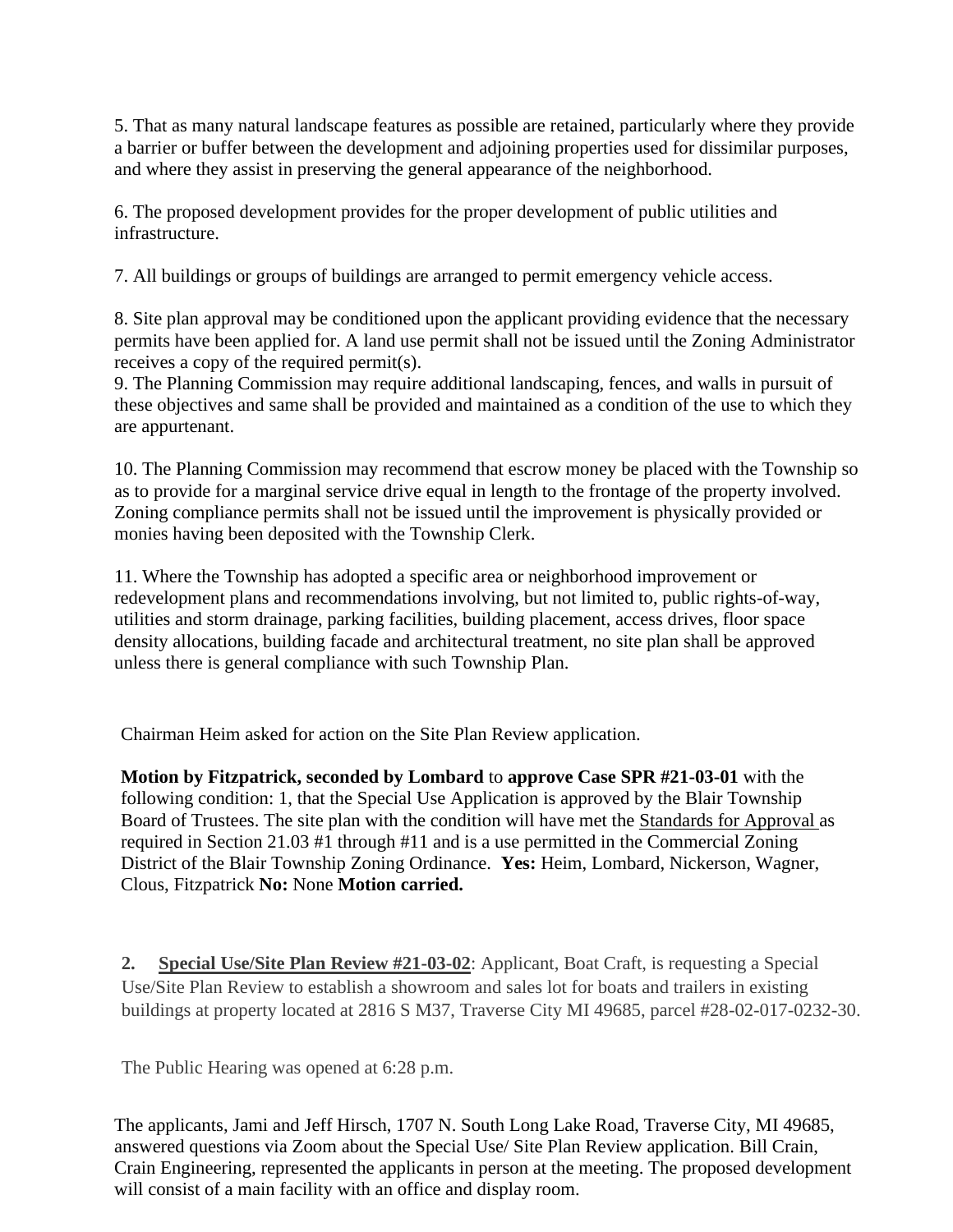5. That as many natural landscape features as possible are retained, particularly where they provide a barrier or buffer between the development and adjoining properties used for dissimilar purposes, and where they assist in preserving the general appearance of the neighborhood.

6. The proposed development provides for the proper development of public utilities and infrastructure.

7. All buildings or groups of buildings are arranged to permit emergency vehicle access.

8. Site plan approval may be conditioned upon the applicant providing evidence that the necessary permits have been applied for. A land use permit shall not be issued until the Zoning Administrator receives a copy of the required permit(s).

9. The Planning Commission may require additional landscaping, fences, and walls in pursuit of these objectives and same shall be provided and maintained as a condition of the use to which they are appurtenant.

10. The Planning Commission may recommend that escrow money be placed with the Township so as to provide for a marginal service drive equal in length to the frontage of the property involved. Zoning compliance permits shall not be issued until the improvement is physically provided or monies having been deposited with the Township Clerk.

11. Where the Township has adopted a specific area or neighborhood improvement or redevelopment plans and recommendations involving, but not limited to, public rights-of-way, utilities and storm drainage, parking facilities, building placement, access drives, floor space density allocations, building facade and architectural treatment, no site plan shall be approved unless there is general compliance with such Township Plan.

Chairman Heim asked for action on the Site Plan Review application.

**Motion by Fitzpatrick, seconded by Lombard** to **approve Case SPR #21-03-01** with the following condition: 1, that the Special Use Application is approved by the Blair Township Board of Trustees. The site plan with the condition will have met the Standards for Approval as required in Section 21.03 #1 through #11 and is a use permitted in the Commercial Zoning District of the Blair Township Zoning Ordinance. **Yes:** Heim, Lombard, Nickerson, Wagner, Clous, Fitzpatrick **No:** None **Motion carried.**

**2. Special Use/Site Plan Review #21-03-02**: Applicant, Boat Craft, is requesting a Special Use/Site Plan Review to establish a showroom and sales lot for boats and trailers in existing buildings at property located at 2816 S M37, Traverse City MI 49685, parcel #28-02-017-0232-30.

The Public Hearing was opened at 6:28 p.m.

The applicants, Jami and Jeff Hirsch, 1707 N. South Long Lake Road, Traverse City, MI 49685, answered questions via Zoom about the Special Use/ Site Plan Review application. Bill Crain, Crain Engineering, represented the applicants in person at the meeting. The proposed development will consist of a main facility with an office and display room.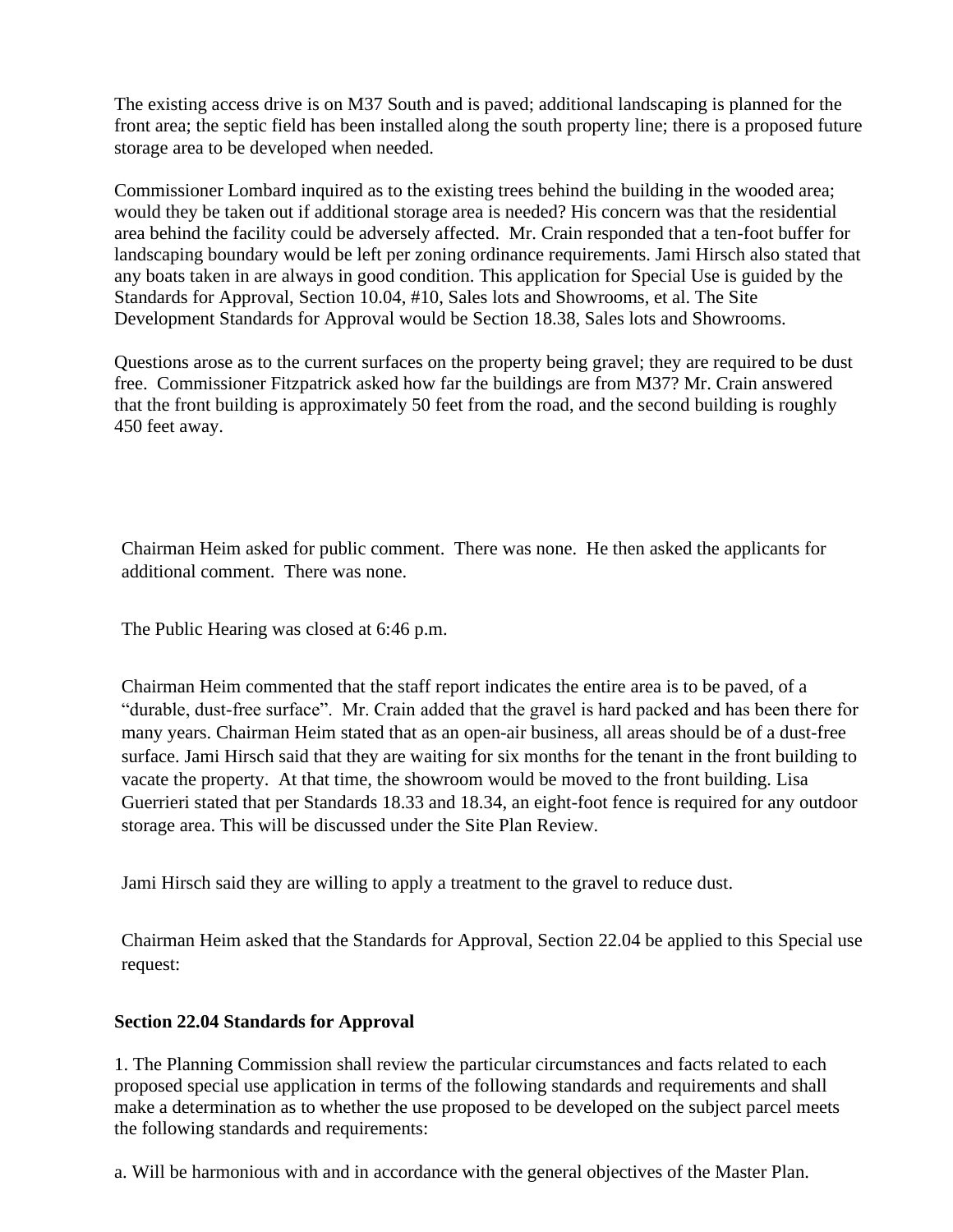The existing access drive is on M37 South and is paved; additional landscaping is planned for the front area; the septic field has been installed along the south property line; there is a proposed future storage area to be developed when needed.

Commissioner Lombard inquired as to the existing trees behind the building in the wooded area; would they be taken out if additional storage area is needed? His concern was that the residential area behind the facility could be adversely affected. Mr. Crain responded that a ten-foot buffer for landscaping boundary would be left per zoning ordinance requirements. Jami Hirsch also stated that any boats taken in are always in good condition. This application for Special Use is guided by the Standards for Approval, Section 10.04, #10, Sales lots and Showrooms, et al. The Site Development Standards for Approval would be Section 18.38, Sales lots and Showrooms.

Questions arose as to the current surfaces on the property being gravel; they are required to be dust free. Commissioner Fitzpatrick asked how far the buildings are from M37? Mr. Crain answered that the front building is approximately 50 feet from the road, and the second building is roughly 450 feet away.

Chairman Heim asked for public comment. There was none. He then asked the applicants for additional comment. There was none.

The Public Hearing was closed at 6:46 p.m.

Chairman Heim commented that the staff report indicates the entire area is to be paved, of a "durable, dust-free surface". Mr. Crain added that the gravel is hard packed and has been there for many years. Chairman Heim stated that as an open-air business, all areas should be of a dust-free surface. Jami Hirsch said that they are waiting for six months for the tenant in the front building to vacate the property. At that time, the showroom would be moved to the front building. Lisa Guerrieri stated that per Standards 18.33 and 18.34, an eight-foot fence is required for any outdoor storage area. This will be discussed under the Site Plan Review.

Jami Hirsch said they are willing to apply a treatment to the gravel to reduce dust.

Chairman Heim asked that the Standards for Approval, Section 22.04 be applied to this Special use request:

**Section 22.04 Standards for Approval**

1. The Planning Commission shall review the particular circumstances and facts related to each proposed special use application in terms of the following standards and requirements and shall make a determination as to whether the use proposed to be developed on the subject parcel meets the following standards and requirements:

a. Will be harmonious with and in accordance with the general objectives of the Master Plan.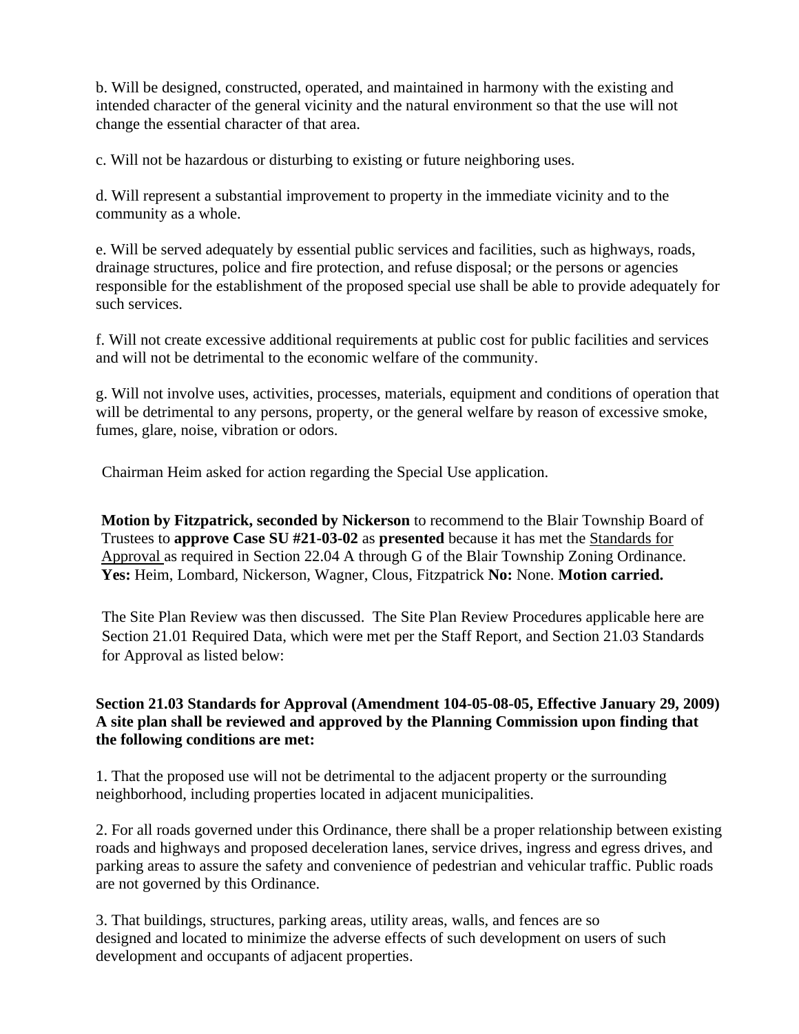b. Will be designed, constructed, operated, and maintained in harmony with the existing and intended character of the general vicinity and the natural environment so that the use will not change the essential character of that area.

c. Will not be hazardous or disturbing to existing or future neighboring uses.

d. Will represent a substantial improvement to property in the immediate vicinity and to the community as a whole.

e. Will be served adequately by essential public services and facilities, such as highways, roads, drainage structures, police and fire protection, and refuse disposal; or the persons or agencies responsible for the establishment of the proposed special use shall be able to provide adequately for such services.

f. Will not create excessive additional requirements at public cost for public facilities and services and will not be detrimental to the economic welfare of the community.

g. Will not involve uses, activities, processes, materials, equipment and conditions of operation that will be detrimental to any persons, property, or the general welfare by reason of excessive smoke, fumes, glare, noise, vibration or odors.

Chairman Heim asked for action regarding the Special Use application.

**Motion by Fitzpatrick, seconded by Nickerson** to recommend to the Blair Township Board of Trustees to **approve Case SU #21-03-02** as **presented** because it has met the Standards for Approval as required in Section 22.04 A through G of the Blair Township Zoning Ordinance. **Yes:** Heim, Lombard, Nickerson, Wagner, Clous, Fitzpatrick **No:** None. **Motion carried.**

The Site Plan Review was then discussed. The Site Plan Review Procedures applicable here are Section 21.01 Required Data, which were met per the Staff Report, and Section 21.03 Standards for Approval as listed below:

**Section 21.03 Standards for Approval (Amendment 104-05-08-05, Effective January 29, 2009) A site plan shall be reviewed and approved by the Planning Commission upon finding that the following conditions are met:**

1. That the proposed use will not be detrimental to the adjacent property or the surrounding neighborhood, including properties located in adjacent municipalities.

2. For all roads governed under this Ordinance, there shall be a proper relationship between existing roads and highways and proposed deceleration lanes, service drives, ingress and egress drives, and parking areas to assure the safety and convenience of pedestrian and vehicular traffic. Public roads are not governed by this Ordinance.

3. That buildings, structures, parking areas, utility areas, walls, and fences are so designed and located to minimize the adverse effects of such development on users of such development and occupants of adjacent properties.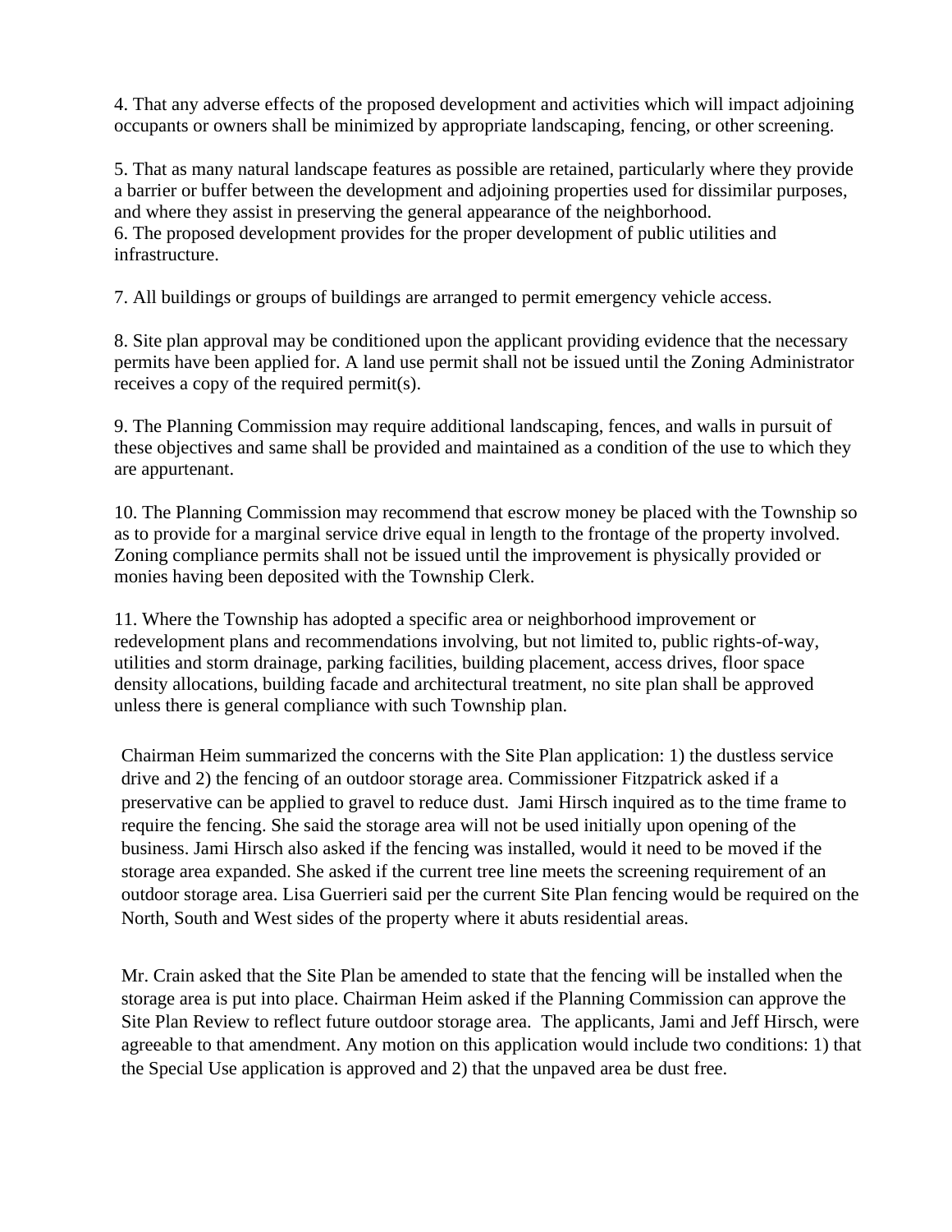4. That any adverse effects of the proposed development and activities which will impact adjoining occupants or owners shall be minimized by appropriate landscaping, fencing, or other screening.

5. That as many natural landscape features as possible are retained, particularly where they provide a barrier or buffer between the development and adjoining properties used for dissimilar purposes, and where they assist in preserving the general appearance of the neighborhood.

6. The proposed development provides for the proper development of public utilities and infrastructure.

7. All buildings or groups of buildings are arranged to permit emergency vehicle access.

8. Site plan approval may be conditioned upon the applicant providing evidence that the necessary permits have been applied for. A land use permit shall not be issued until the Zoning Administrator receives a copy of the required permit(s).

9. The Planning Commission may require additional landscaping, fences, and walls in pursuit of these objectives and same shall be provided and maintained as a condition of the use to which they are appurtenant.

10. The Planning Commission may recommend that escrow money be placed with the Township so as to provide for a marginal service drive equal in length to the frontage of the property involved. Zoning compliance permits shall not be issued until the improvement is physically provided or monies having been deposited with the Township Clerk.

11. Where the Township has adopted a specific area or neighborhood improvement or redevelopment plans and recommendations involving, but not limited to, public rights-of-way, utilities and storm drainage, parking facilities, building placement, access drives, floor space density allocations, building facade and architectural treatment, no site plan shall be approved unless there is general compliance with such Township plan.

Chairman Heim summarized the concerns with the Site Plan application: 1) the dustless service drive and 2) the fencing of an outdoor storage area. Commissioner Fitzpatrick asked if a preservative can be applied to gravel to reduce dust. Jami Hirsch inquired as to the time frame to require the fencing. She said the storage area will not be used initially upon opening of the business. Jami Hirsch also asked if the fencing was installed, would it need to be moved if the storage area expanded. She asked if the current tree line meets the screening requirement of an outdoor storage area. Lisa Guerrieri said per the current Site Plan fencing would be required on the North, South and West sides of the property where it abuts residential areas.

Mr. Crain asked that the Site Plan be amended to state that the fencing will be installed when the storage area is put into place. Chairman Heim asked if the Planning Commission can approve the Site Plan Review to reflect future outdoor storage area. The applicants, Jami and Jeff Hirsch, were agreeable to that amendment. Any motion on this application would include two conditions: 1) that the Special Use application is approved and 2) that the unpaved area be dust free.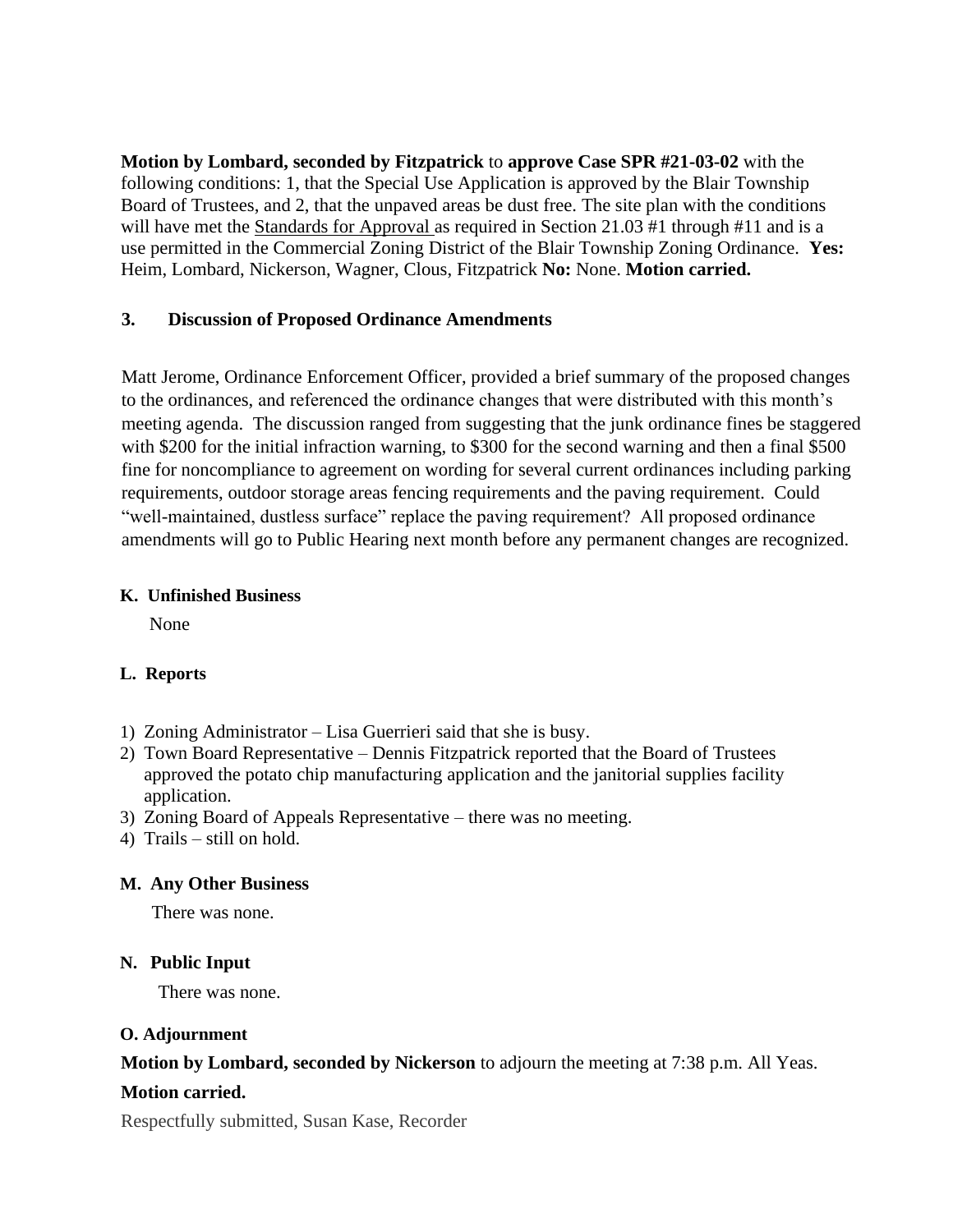**Motion by Lombard, seconded by Fitzpatrick** to **approve Case SPR #21-03-02** with the following conditions: 1, that the Special Use Application is approved by the Blair Township Board of Trustees, and 2, that the unpaved areas be dust free. The site plan with the conditions will have met the Standards for Approval as required in Section 21.03 #1 through #11 and is a use permitted in the Commercial Zoning District of the Blair Township Zoning Ordinance. **Yes:** Heim, Lombard, Nickerson, Wagner, Clous, Fitzpatrick **No:** None. **Motion carried.**

**3. Discussion of Proposed Ordinance Amendments**

Matt Jerome, Ordinance Enforcement Officer, provided a brief summary of the proposed changes to the ordinances, and referenced the ordinance changes that were distributed with this month's meeting agenda. The discussion ranged from suggesting that the junk ordinance fines be staggered with $200 for the initial infraction warning, to $300 for the second warning and then a final $500 fine for noncompliance to agreement on wording for several current ordinances including parking requirements, outdoor storage areas fencing requirements and the paving requirement. Could "well-maintained, dustless surface" replace the paving requirement? All proposed ordinance amendments will go to Public Hearing next month before any permanent changes are recognized.

**K. Unfinished Business**

None

**L. Reports**

1) Zoning Administrator – Lisa Guerrieri said that she is busy.
2) Town Board Representative – Dennis Fitzpatrick reported that the Board of Trustees approved the potato chip manufacturing application and the janitorial supplies facility application.
3) Zoning Board of Appeals Representative – there was no meeting.
4) Trails – still on hold.

**M. Any Other Business**

There was none.

**N. Public Input**

There was none.

**O. Adjournment**

**Motion by Lombard, seconded by Nickerson** to adjourn the meeting at 7:38 p.m. All Yeas.

**Motion carried.**

Respectfully submitted, Susan Kase, Recorder